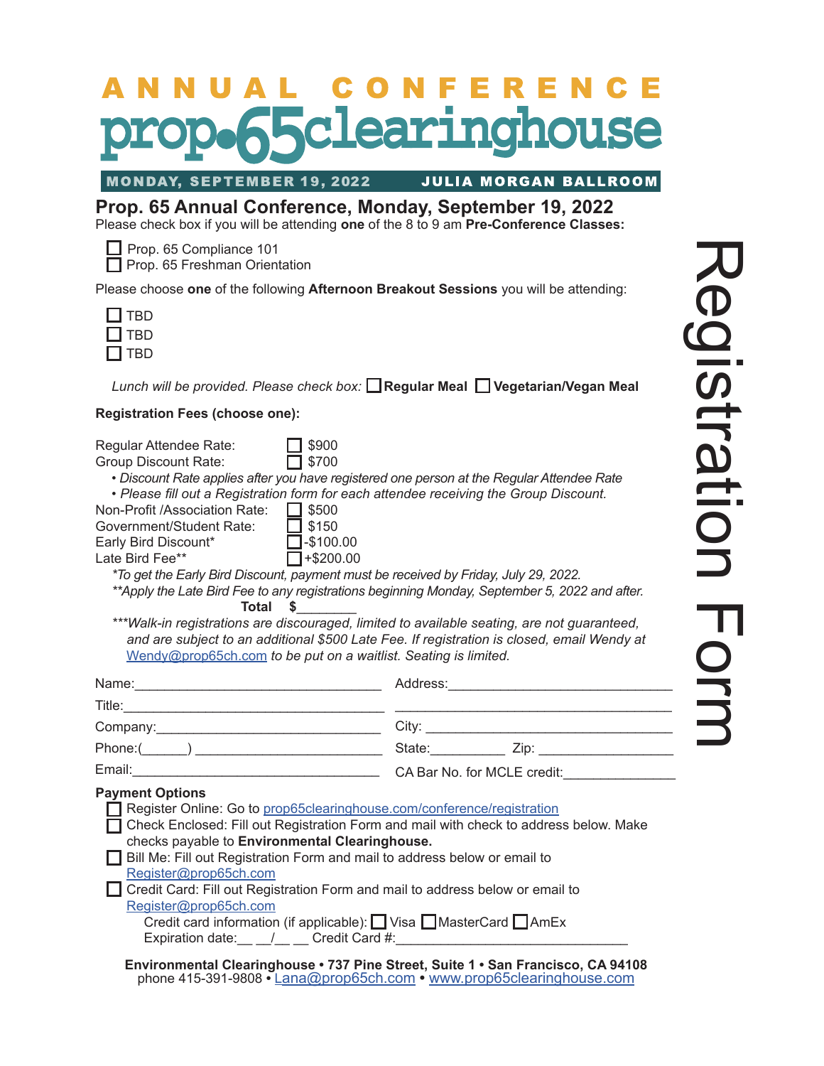# ANNUAL CONFERENCE

# prop65clearinghouse

**MONDAY, SEPTEMBER 19, 2022** **JULIA MORGAN BALLROOM**

Registration Form

## Prop. 65 Annual Conference, Monday, September 19, 2022

Please check box if you will be attending **one** of the 8 to 9 am **Pre-Conference Classes:**

- ☐ Prop. 65 Compliance 101
- ☐ Prop. 65 Freshman Orientation

Please choose **one** of the following **Afternoon Breakout Sessions** you will be attending:

- ☐ TBD
- ☐ TBD
- ☐ TBD

*Lunch will be provided. Please check box:* ☐ **Regular Meal** ☐ **Vegetarian/Vegan Meal**

**Registration Fees (choose one):**

Regular Attendee Rate: ☐ $900
Group Discount Rate: ☐ $700

- *Discount Rate applies after you have registered one person at the Regular Attendee Rate*
- *Please fill out a Registration form for each attendee receiving the Group Discount.*

Non-Profit /Association Rate: ☐ $500
Government/Student Rate: ☐ $150
Early Bird Discount* ☐ -$100.00
Late Bird Fee** ☐ +$200.00

*\*To get the Early Bird Discount, payment must be received by Friday, July 29, 2022.*
*\*\*Apply the Late Bird Fee to any registrations beginning Monday, September 5, 2022 and after.*

**Total $**________

*\*\*\*Walk-in registrations are discouraged, limited to available seating, are not guaranteed, and are subject to an additional $500 Late Fee. If registration is closed, email Wendy at Wendy@prop65ch.com to be put on a waitlist. Seating is limited.*

Name:________________________________ Address:______________________________

Title:_________________________________ ____________________________________

Company:_____________________________ City: _________________________________

Phone:(______) ________________________ State:__________ Zip: __________________

Email:________________________________ CA Bar No. for MCLE credit:______________

**Payment Options**

- ☐ Register Online: Go to prop65clearinghouse.com/conference/registration
- ☐ Check Enclosed: Fill out Registration Form and mail with check to address below. Make checks payable to **Environmental Clearinghouse.**
- ☐ Bill Me: Fill out Registration Form and mail to address below or email to Register@prop65ch.com
- ☐ Credit Card: Fill out Registration Form and mail to address below or email to Register@prop65ch.com

  Credit card information (if applicable): ☐ Visa ☐ MasterCard ☐ AmEx
  Expiration date:__ __/__ __ Credit Card #:______________________________

**Environmental Clearinghouse • 737 Pine Street, Suite 1 • San Francisco, CA 94108**
phone 415-391-9808 • Lana@prop65ch.com • www.prop65clearinghouse.com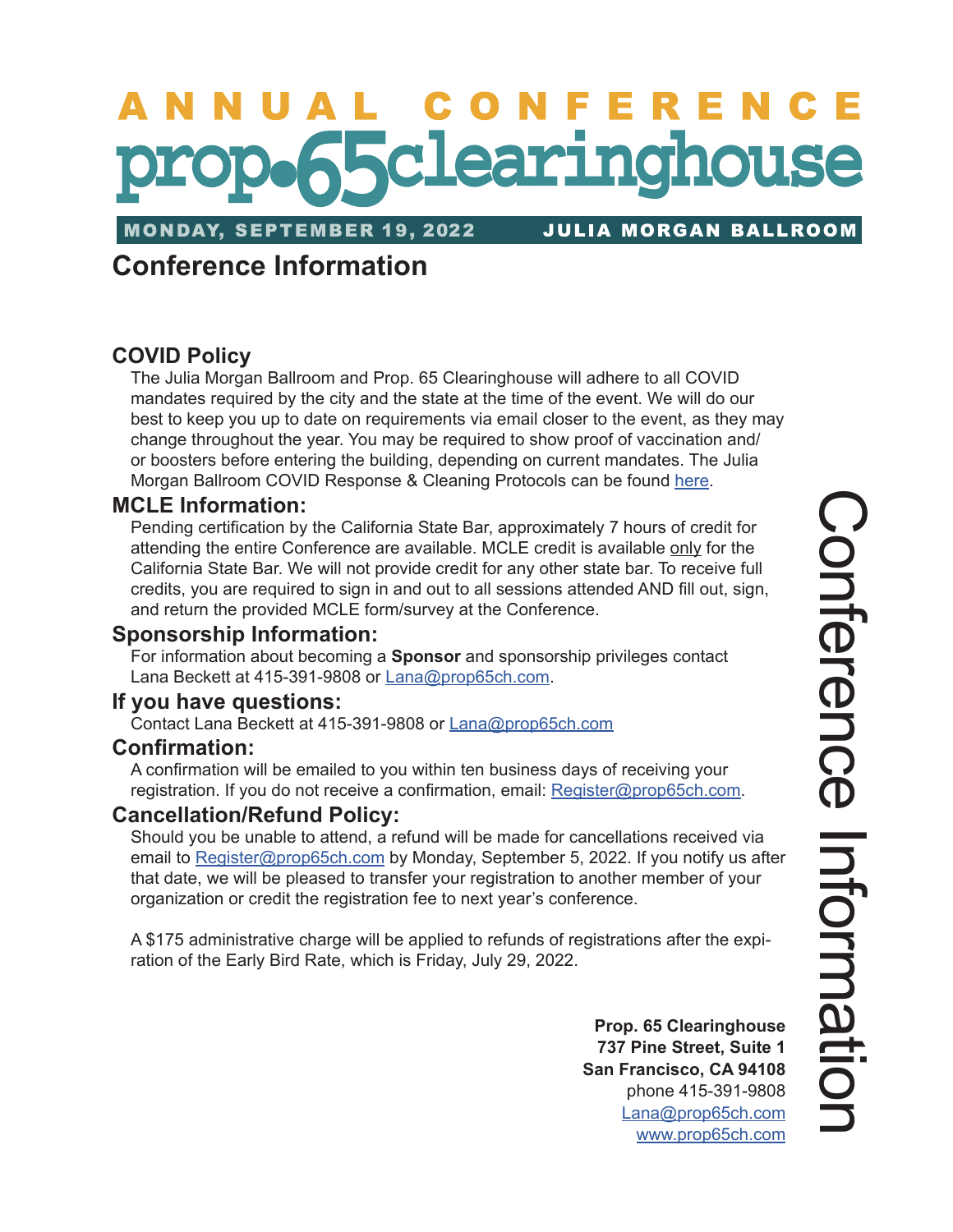# ANNUAL CONFERENCE prop•65clearinghouse

**MONDAY, SEPTEMBER 19, 2022** **JULIA MORGAN BALLROOM**

## Conference Information

### COVID Policy

The Julia Morgan Ballroom and Prop. 65 Clearinghouse will adhere to all COVID mandates required by the city and the state at the time of the event. We will do our best to keep you up to date on requirements via email closer to the event, as they may change throughout the year. You may be required to show proof of vaccination and/or boosters before entering the building, depending on current mandates. The Julia Morgan Ballroom COVID Response & Cleaning Protocols can be found here.

### MCLE Information:

Pending certification by the California State Bar, approximately 7 hours of credit for attending the entire Conference are available. MCLE credit is available only for the California State Bar. We will not provide credit for any other state bar. To receive full credits, you are required to sign in and out to all sessions attended AND fill out, sign, and return the provided MCLE form/survey at the Conference.

### Sponsorship Information:

For information about becoming a **Sponsor** and sponsorship privileges contact Lana Beckett at 415-391-9808 or Lana@prop65ch.com.

### If you have questions:

Contact Lana Beckett at 415-391-9808 or Lana@prop65ch.com

### Confirmation:

A confirmation will be emailed to you within ten business days of receiving your registration. If you do not receive a confirmation, email: Register@prop65ch.com.

### Cancellation/Refund Policy:

Should you be unable to attend, a refund will be made for cancellations received via email to Register@prop65ch.com by Monday, September 5, 2022. If you notify us after that date, we will be pleased to transfer your registration to another member of your organization or credit the registration fee to next year's conference.

A $175 administrative charge will be applied to refunds of registrations after the expiration of the Early Bird Rate, which is Friday, July 29, 2022.

**Prop. 65 Clearinghouse**
**737 Pine Street, Suite 1**
**San Francisco, CA 94108**
phone 415-391-9808
Lana@prop65ch.com
www.prop65ch.com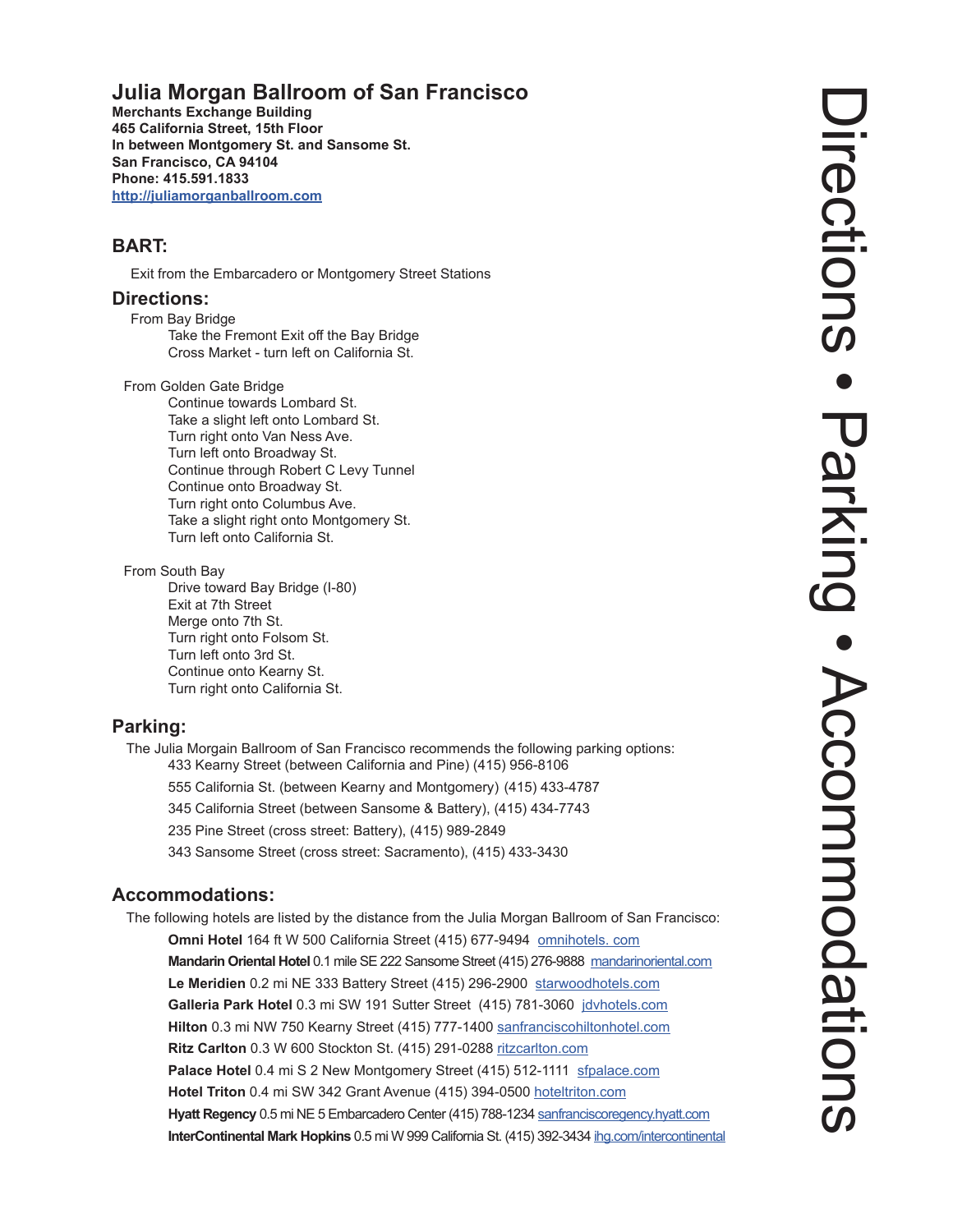# Julia Morgan Ballroom of San Francisco

**Merchants Exchange Building**
**465 California Street, 15th Floor**
**In between Montgomery St. and Sansome St.**
**San Francisco, CA 94104**
**Phone: 415.591.1833**
**http://juliamorganballroom.com**

Directions • Parking • Accommodations

## BART:

Exit from the Embarcadero or Montgomery Street Stations

## Directions:

From Bay Bridge

- Take the Fremont Exit off the Bay Bridge
- Cross Market - turn left on California St.

From Golden Gate Bridge

- Continue towards Lombard St.
- Take a slight left onto Lombard St.
- Turn right onto Van Ness Ave.
- Turn left onto Broadway St.
- Continue through Robert C Levy Tunnel
- Continue onto Broadway St.
- Turn right onto Columbus Ave.
- Take a slight right onto Montgomery St.
- Turn left onto California St.

From South Bay

- Drive toward Bay Bridge (I-80)
- Exit at 7th Street
- Merge onto 7th St.
- Turn right onto Folsom St.
- Turn left onto 3rd St.
- Continue onto Kearny St.
- Turn right onto California St.

## Parking:

The Julia Morgain Ballroom of San Francisco recommends the following parking options:

- 433 Kearny Street (between California and Pine) (415) 956-8106
- 555 California St. (between Kearny and Montgomery) (415) 433-4787
- 345 California Street (between Sansome & Battery), (415) 434-7743
- 235 Pine Street (cross street: Battery), (415) 989-2849
- 343 Sansome Street (cross street: Sacramento), (415) 433-3430

## Accommodations:

The following hotels are listed by the distance from the Julia Morgan Ballroom of San Francisco:

- **Omni Hotel** 164 ft W 500 California Street (415) 677-9494 omnihotels. com
- **Mandarin Oriental Hotel** 0.1 mile SE 222 Sansome Street (415) 276-9888 mandarinoriental.com
- **Le Meridien** 0.2 mi NE 333 Battery Street (415) 296-2900 starwoodhotels.com
- **Galleria Park Hotel** 0.3 mi SW 191 Sutter Street (415) 781-3060 jdvhotels.com
- **Hilton** 0.3 mi NW 750 Kearny Street (415) 777-1400 sanfranciscohiltonhotel.com
- **Ritz Carlton** 0.3 W 600 Stockton St. (415) 291-0288 ritzcarlton.com
- **Palace Hotel** 0.4 mi S 2 New Montgomery Street (415) 512-1111 sfpalace.com
- **Hotel Triton** 0.4 mi SW 342 Grant Avenue (415) 394-0500 hoteltriton.com
- **Hyatt Regency** 0.5 mi NE 5 Embarcadero Center (415) 788-1234 sanfranciscoregency.hyatt.com
- **InterContinental Mark Hopkins** 0.5 mi W 999 California St. (415) 392-3434 ihg.com/intercontinental